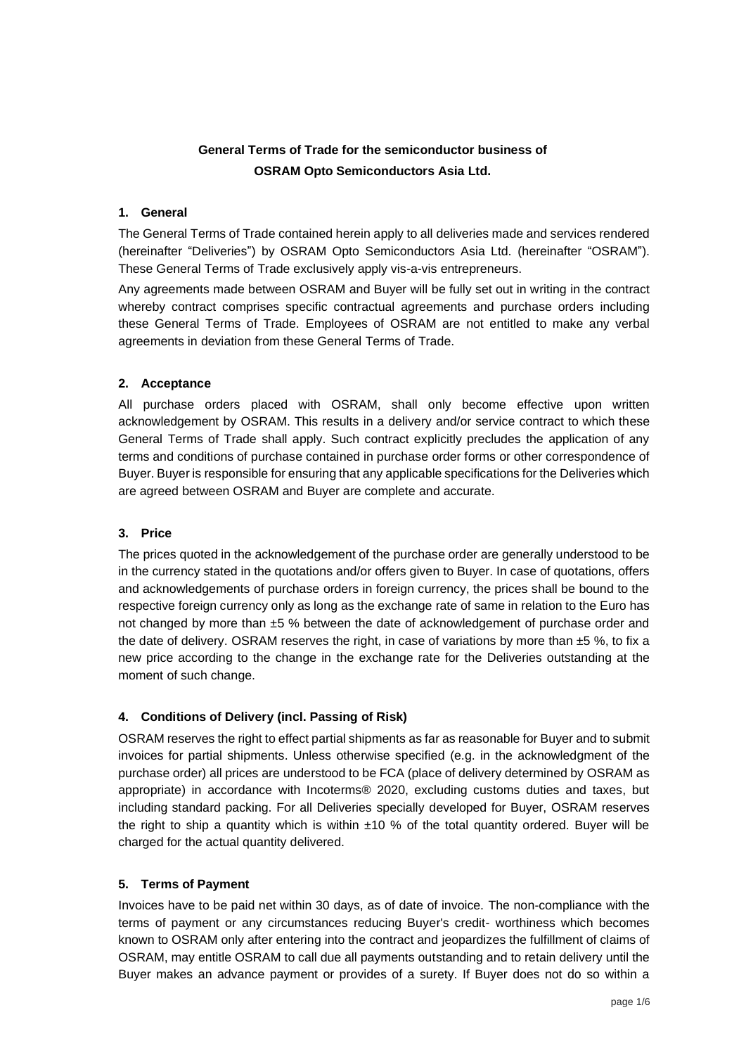# General Terms of Trade for the semiconductor business of OSRAM Opto Semiconductors Asia Ltd.

## 1. General

The General Terms of Trade contained herein apply to all deliveries made and services rendered (hereinafter "Deliveries") by OSRAM Opto Semiconductors Asia Ltd. (hereinafter "OSRAM"). These General Terms of Trade exclusively apply vis-a-vis entrepreneurs.

Any agreements made between OSRAM and Buyer will be fully set out in writing in the contract whereby contract comprises specific contractual agreements and purchase orders including these General Terms of Trade. Employees of OSRAM are not entitled to make any verbal agreements in deviation from these General Terms of Trade.

## 2. Acceptance

All purchase orders placed with OSRAM, shall only become effective upon written acknowledgement by OSRAM. This results in a delivery and/or service contract to which these General Terms of Trade shall apply. Such contract explicitly precludes the application of any terms and conditions of purchase contained in purchase order forms or other correspondence of Buyer. Buyer is responsible for ensuring that any applicable specifications for the Deliveries which are agreed between OSRAM and Buyer are complete and accurate.

## 3. Price

The prices quoted in the acknowledgement of the purchase order are generally understood to be in the currency stated in the quotations and/or offers given to Buyer. In case of quotations, offers and acknowledgements of purchase orders in foreign currency, the prices shall be bound to the respective foreign currency only as long as the exchange rate of same in relation to the Euro has not changed by more than ±5 % between the date of acknowledgement of purchase order and the date of delivery. OSRAM reserves the right, in case of variations by more than ±5 %, to fix a new price according to the change in the exchange rate for the Deliveries outstanding at the moment of such change.

## 4. Conditions of Delivery (incl. Passing of Risk)

OSRAM reserves the right to effect partial shipments as far as reasonable for Buyer and to submit invoices for partial shipments. Unless otherwise specified (e.g. in the acknowledgment of the purchase order) all prices are understood to be FCA (place of delivery determined by OSRAM as appropriate) in accordance with Incoterms® 2020, excluding customs duties and taxes, but including standard packing. For all Deliveries specially developed for Buyer, OSRAM reserves the right to ship a quantity which is within ±10 % of the total quantity ordered. Buyer will be charged for the actual quantity delivered.

## 5. Terms of Payment

Invoices have to be paid net within 30 days, as of date of invoice. The non-compliance with the terms of payment or any circumstances reducing Buyer's credit- worthiness which becomes known to OSRAM only after entering into the contract and jeopardizes the fulfillment of claims of OSRAM, may entitle OSRAM to call due all payments outstanding and to retain delivery until the Buyer makes an advance payment or provides of a surety. If Buyer does not do so within a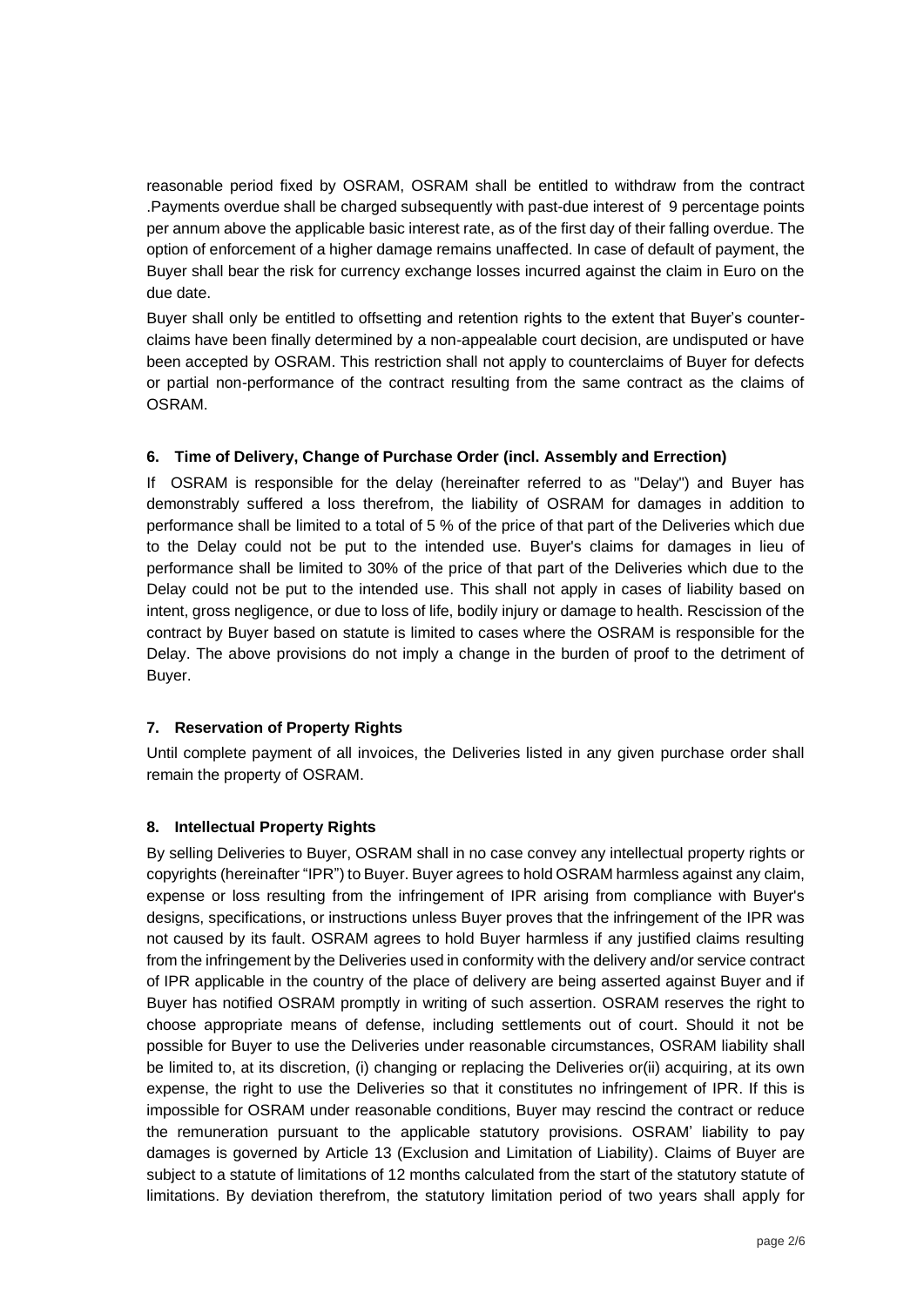reasonable period fixed by OSRAM, OSRAM shall be entitled to withdraw from the contract .Payments overdue shall be charged subsequently with past-due interest of 9 percentage points per annum above the applicable basic interest rate, as of the first day of their falling overdue. The option of enforcement of a higher damage remains unaffected. In case of default of payment, the Buyer shall bear the risk for currency exchange losses incurred against the claim in Euro on the due date.

Buyer shall only be entitled to offsetting and retention rights to the extent that Buyer's counter-claims have been finally determined by a non-appealable court decision, are undisputed or have been accepted by OSRAM. This restriction shall not apply to counterclaims of Buyer for defects or partial non-performance of the contract resulting from the same contract as the claims of OSRAM.

### 6. Time of Delivery, Change of Purchase Order (incl. Assembly and Errection)

If OSRAM is responsible for the delay (hereinafter referred to as "Delay") and Buyer has demonstrably suffered a loss therefrom, the liability of OSRAM for damages in addition to performance shall be limited to a total of 5 % of the price of that part of the Deliveries which due to the Delay could not be put to the intended use. Buyer's claims for damages in lieu of performance shall be limited to 30% of the price of that part of the Deliveries which due to the Delay could not be put to the intended use. This shall not apply in cases of liability based on intent, gross negligence, or due to loss of life, bodily injury or damage to health. Rescission of the contract by Buyer based on statute is limited to cases where the OSRAM is responsible for the Delay. The above provisions do not imply a change in the burden of proof to the detriment of Buyer.

### 7. Reservation of Property Rights

Until complete payment of all invoices, the Deliveries listed in any given purchase order shall remain the property of OSRAM.

### 8. Intellectual Property Rights

By selling Deliveries to Buyer, OSRAM shall in no case convey any intellectual property rights or copyrights (hereinafter "IPR") to Buyer. Buyer agrees to hold OSRAM harmless against any claim, expense or loss resulting from the infringement of IPR arising from compliance with Buyer's designs, specifications, or instructions unless Buyer proves that the infringement of the IPR was not caused by its fault. OSRAM agrees to hold Buyer harmless if any justified claims resulting from the infringement by the Deliveries used in conformity with the delivery and/or service contract of IPR applicable in the country of the place of delivery are being asserted against Buyer and if Buyer has notified OSRAM promptly in writing of such assertion. OSRAM reserves the right to choose appropriate means of defense, including settlements out of court. Should it not be possible for Buyer to use the Deliveries under reasonable circumstances, OSRAM liability shall be limited to, at its discretion, (i) changing or replacing the Deliveries or(ii) acquiring, at its own expense, the right to use the Deliveries so that it constitutes no infringement of IPR. If this is impossible for OSRAM under reasonable conditions, Buyer may rescind the contract or reduce the remuneration pursuant to the applicable statutory provisions. OSRAM' liability to pay damages is governed by Article 13 (Exclusion and Limitation of Liability). Claims of Buyer are subject to a statute of limitations of 12 months calculated from the start of the statutory statute of limitations. By deviation therefrom, the statutory limitation period of two years shall apply for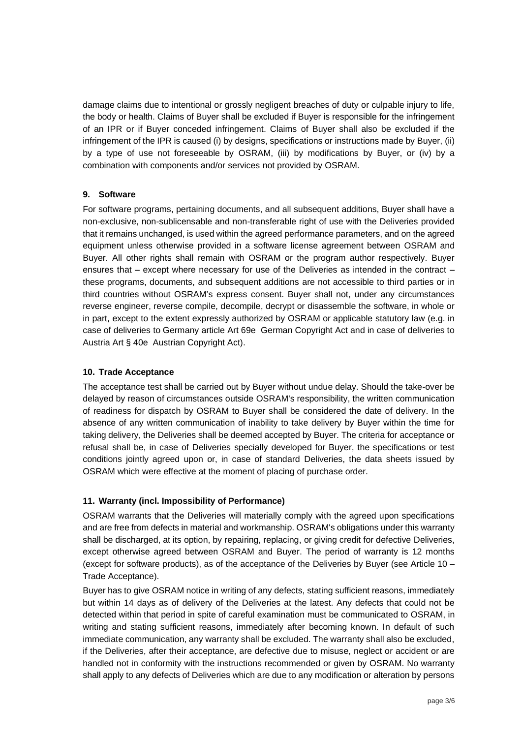damage claims due to intentional or grossly negligent breaches of duty or culpable injury to life, the body or health. Claims of Buyer shall be excluded if Buyer is responsible for the infringement of an IPR or if Buyer conceded infringement. Claims of Buyer shall also be excluded if the infringement of the IPR is caused (i) by designs, specifications or instructions made by Buyer, (ii) by a type of use not foreseeable by OSRAM, (iii) by modifications by Buyer, or (iv) by a combination with components and/or services not provided by OSRAM.

### 9. Software

For software programs, pertaining documents, and all subsequent additions, Buyer shall have a non-exclusive, non-sublicensable and non-transferable right of use with the Deliveries provided that it remains unchanged, is used within the agreed performance parameters, and on the agreed equipment unless otherwise provided in a software license agreement between OSRAM and Buyer. All other rights shall remain with OSRAM or the program author respectively. Buyer ensures that – except where necessary for use of the Deliveries as intended in the contract – these programs, documents, and subsequent additions are not accessible to third parties or in third countries without OSRAM's express consent. Buyer shall not, under any circumstances reverse engineer, reverse compile, decompile, decrypt or disassemble the software, in whole or in part, except to the extent expressly authorized by OSRAM or applicable statutory law (e.g. in case of deliveries to Germany article Art 69e German Copyright Act and in case of deliveries to Austria Art § 40e Austrian Copyright Act).

### 10. Trade Acceptance

The acceptance test shall be carried out by Buyer without undue delay. Should the take-over be delayed by reason of circumstances outside OSRAM's responsibility, the written communication of readiness for dispatch by OSRAM to Buyer shall be considered the date of delivery. In the absence of any written communication of inability to take delivery by Buyer within the time for taking delivery, the Deliveries shall be deemed accepted by Buyer. The criteria for acceptance or refusal shall be, in case of Deliveries specially developed for Buyer, the specifications or test conditions jointly agreed upon or, in case of standard Deliveries, the data sheets issued by OSRAM which were effective at the moment of placing of purchase order.

### 11. Warranty (incl. Impossibility of Performance)

OSRAM warrants that the Deliveries will materially comply with the agreed upon specifications and are free from defects in material and workmanship. OSRAM's obligations under this warranty shall be discharged, at its option, by repairing, replacing, or giving credit for defective Deliveries, except otherwise agreed between OSRAM and Buyer. The period of warranty is 12 months (except for software products), as of the acceptance of the Deliveries by Buyer (see Article 10 – Trade Acceptance).

Buyer has to give OSRAM notice in writing of any defects, stating sufficient reasons, immediately but within 14 days as of delivery of the Deliveries at the latest. Any defects that could not be detected within that period in spite of careful examination must be communicated to OSRAM, in writing and stating sufficient reasons, immediately after becoming known. In default of such immediate communication, any warranty shall be excluded. The warranty shall also be excluded, if the Deliveries, after their acceptance, are defective due to misuse, neglect or accident or are handled not in conformity with the instructions recommended or given by OSRAM. No warranty shall apply to any defects of Deliveries which are due to any modification or alteration by persons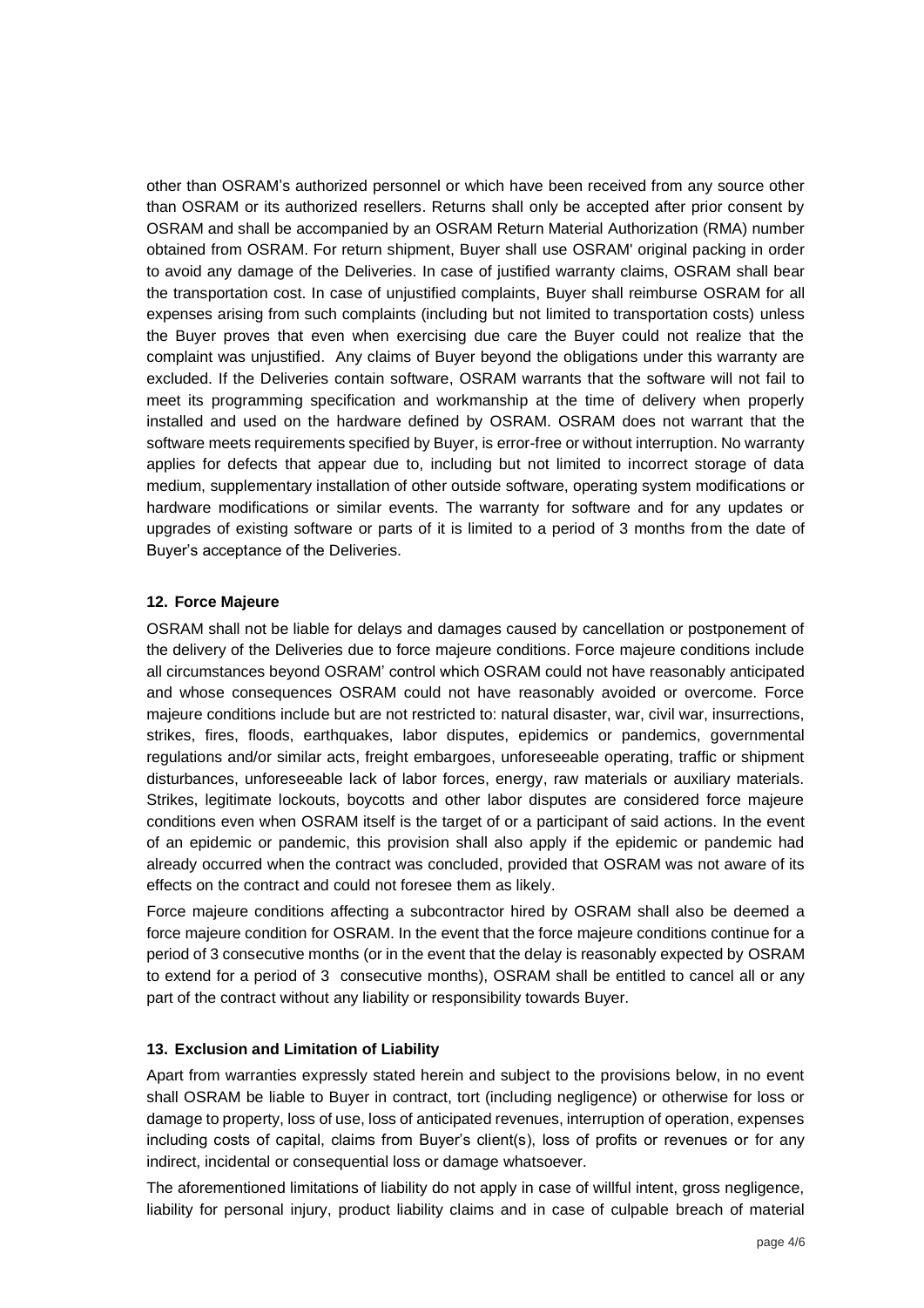other than OSRAM's authorized personnel or which have been received from any source other than OSRAM or its authorized resellers. Returns shall only be accepted after prior consent by OSRAM and shall be accompanied by an OSRAM Return Material Authorization (RMA) number obtained from OSRAM. For return shipment, Buyer shall use OSRAM' original packing in order to avoid any damage of the Deliveries. In case of justified warranty claims, OSRAM shall bear the transportation cost. In case of unjustified complaints, Buyer shall reimburse OSRAM for all expenses arising from such complaints (including but not limited to transportation costs) unless the Buyer proves that even when exercising due care the Buyer could not realize that the complaint was unjustified. Any claims of Buyer beyond the obligations under this warranty are excluded. If the Deliveries contain software, OSRAM warrants that the software will not fail to meet its programming specification and workmanship at the time of delivery when properly installed and used on the hardware defined by OSRAM. OSRAM does not warrant that the software meets requirements specified by Buyer, is error-free or without interruption. No warranty applies for defects that appear due to, including but not limited to incorrect storage of data medium, supplementary installation of other outside software, operating system modifications or hardware modifications or similar events. The warranty for software and for any updates or upgrades of existing software or parts of it is limited to a period of 3 months from the date of Buyer's acceptance of the Deliveries.

## 12. Force Majeure

OSRAM shall not be liable for delays and damages caused by cancellation or postponement of the delivery of the Deliveries due to force majeure conditions. Force majeure conditions include all circumstances beyond OSRAM' control which OSRAM could not have reasonably anticipated and whose consequences OSRAM could not have reasonably avoided or overcome. Force majeure conditions include but are not restricted to: natural disaster, war, civil war, insurrections, strikes, fires, floods, earthquakes, labor disputes, epidemics or pandemics, governmental regulations and/or similar acts, freight embargoes, unforeseeable operating, traffic or shipment disturbances, unforeseeable lack of labor forces, energy, raw materials or auxiliary materials. Strikes, legitimate lockouts, boycotts and other labor disputes are considered force majeure conditions even when OSRAM itself is the target of or a participant of said actions. In the event of an epidemic or pandemic, this provision shall also apply if the epidemic or pandemic had already occurred when the contract was concluded, provided that OSRAM was not aware of its effects on the contract and could not foresee them as likely.

Force majeure conditions affecting a subcontractor hired by OSRAM shall also be deemed a force majeure condition for OSRAM. In the event that the force majeure conditions continue for a period of 3 consecutive months (or in the event that the delay is reasonably expected by OSRAM to extend for a period of 3 consecutive months), OSRAM shall be entitled to cancel all or any part of the contract without any liability or responsibility towards Buyer.

## 13. Exclusion and Limitation of Liability

Apart from warranties expressly stated herein and subject to the provisions below, in no event shall OSRAM be liable to Buyer in contract, tort (including negligence) or otherwise for loss or damage to property, loss of use, loss of anticipated revenues, interruption of operation, expenses including costs of capital, claims from Buyer's client(s), loss of profits or revenues or for any indirect, incidental or consequential loss or damage whatsoever.

The aforementioned limitations of liability do not apply in case of willful intent, gross negligence, liability for personal injury, product liability claims and in case of culpable breach of material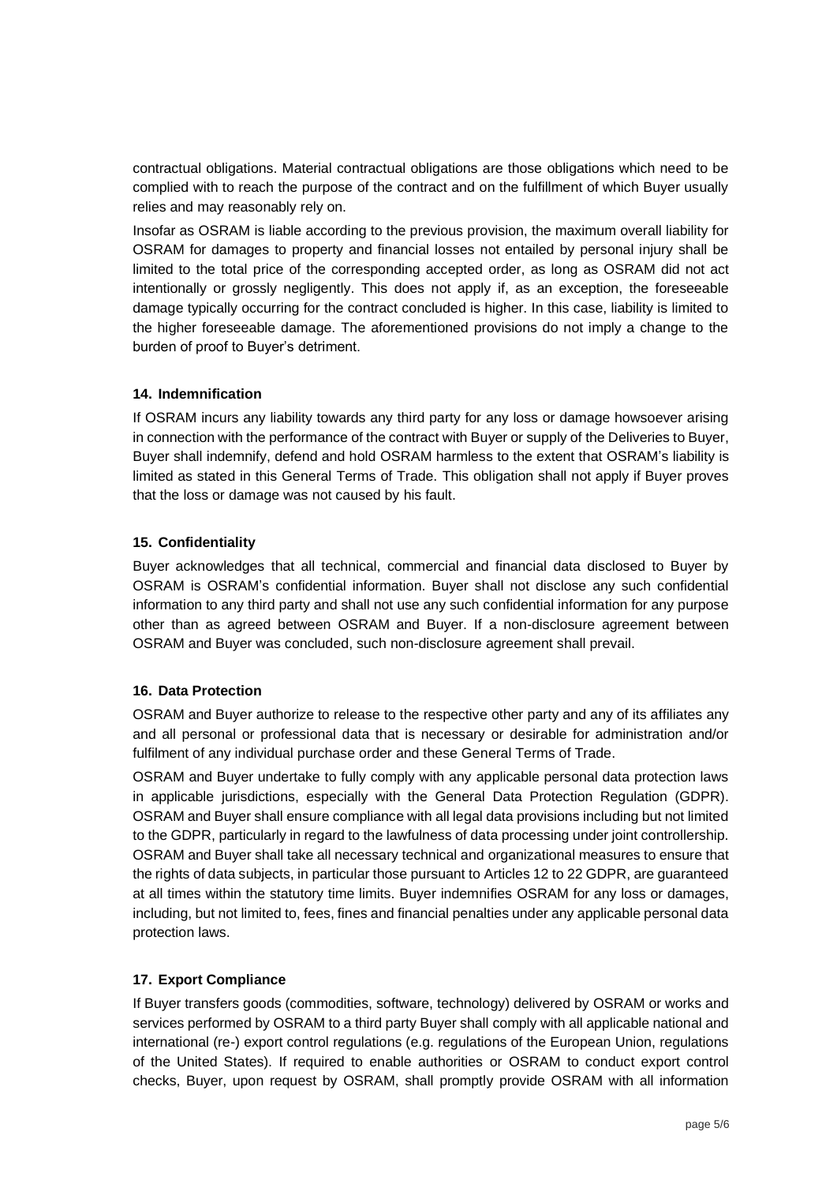contractual obligations. Material contractual obligations are those obligations which need to be complied with to reach the purpose of the contract and on the fulfillment of which Buyer usually relies and may reasonably rely on.

Insofar as OSRAM is liable according to the previous provision, the maximum overall liability for OSRAM for damages to property and financial losses not entailed by personal injury shall be limited to the total price of the corresponding accepted order, as long as OSRAM did not act intentionally or grossly negligently. This does not apply if, as an exception, the foreseeable damage typically occurring for the contract concluded is higher. In this case, liability is limited to the higher foreseeable damage. The aforementioned provisions do not imply a change to the burden of proof to Buyer's detriment.

#### 14. Indemnification

If OSRAM incurs any liability towards any third party for any loss or damage howsoever arising in connection with the performance of the contract with Buyer or supply of the Deliveries to Buyer, Buyer shall indemnify, defend and hold OSRAM harmless to the extent that OSRAM's liability is limited as stated in this General Terms of Trade. This obligation shall not apply if Buyer proves that the loss or damage was not caused by his fault.

#### 15. Confidentiality

Buyer acknowledges that all technical, commercial and financial data disclosed to Buyer by OSRAM is OSRAM's confidential information. Buyer shall not disclose any such confidential information to any third party and shall not use any such confidential information for any purpose other than as agreed between OSRAM and Buyer. If a non-disclosure agreement between OSRAM and Buyer was concluded, such non-disclosure agreement shall prevail.

#### 16. Data Protection

OSRAM and Buyer authorize to release to the respective other party and any of its affiliates any and all personal or professional data that is necessary or desirable for administration and/or fulfilment of any individual purchase order and these General Terms of Trade.

OSRAM and Buyer undertake to fully comply with any applicable personal data protection laws in applicable jurisdictions, especially with the General Data Protection Regulation (GDPR). OSRAM and Buyer shall ensure compliance with all legal data provisions including but not limited to the GDPR, particularly in regard to the lawfulness of data processing under joint controllership. OSRAM and Buyer shall take all necessary technical and organizational measures to ensure that the rights of data subjects, in particular those pursuant to Articles 12 to 22 GDPR, are guaranteed at all times within the statutory time limits. Buyer indemnifies OSRAM for any loss or damages, including, but not limited to, fees, fines and financial penalties under any applicable personal data protection laws.

#### 17. Export Compliance

If Buyer transfers goods (commodities, software, technology) delivered by OSRAM or works and services performed by OSRAM to a third party Buyer shall comply with all applicable national and international (re-) export control regulations (e.g. regulations of the European Union, regulations of the United States). If required to enable authorities or OSRAM to conduct export control checks, Buyer, upon request by OSRAM, shall promptly provide OSRAM with all information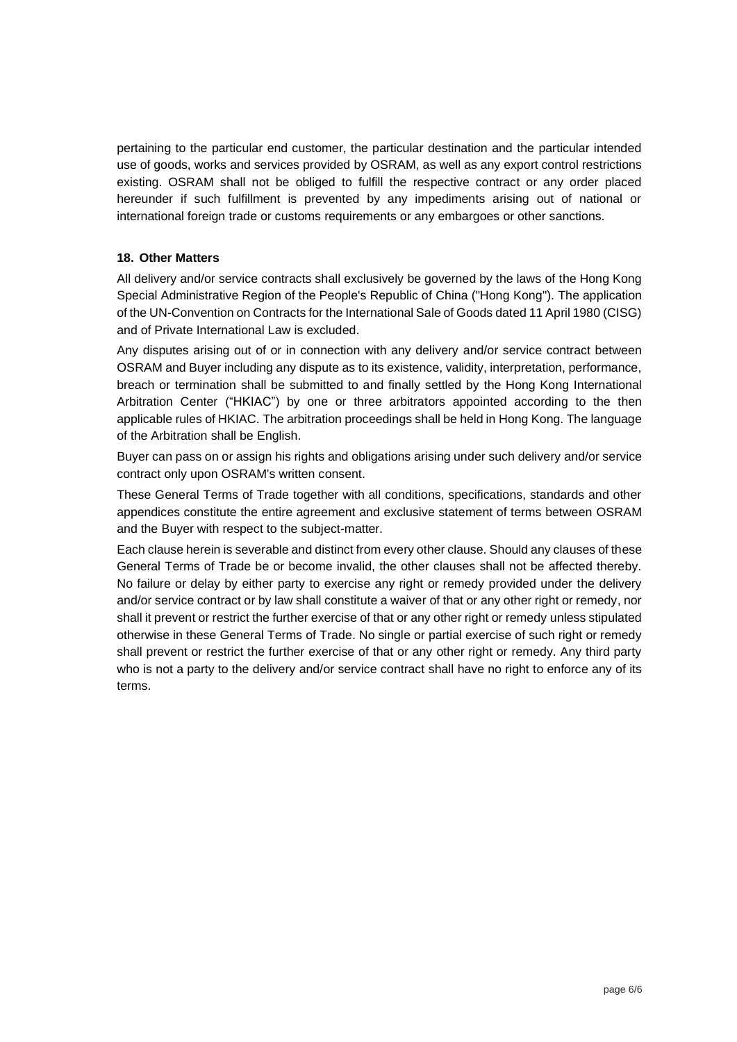pertaining to the particular end customer, the particular destination and the particular intended use of goods, works and services provided by OSRAM, as well as any export control restrictions existing. OSRAM shall not be obliged to fulfill the respective contract or any order placed hereunder if such fulfillment is prevented by any impediments arising out of national or international foreign trade or customs requirements or any embargoes or other sanctions.

**18. Other Matters**

All delivery and/or service contracts shall exclusively be governed by the laws of the Hong Kong Special Administrative Region of the People's Republic of China ("Hong Kong"). The application of the UN-Convention on Contracts for the International Sale of Goods dated 11 April 1980 (CISG) and of Private International Law is excluded.

Any disputes arising out of or in connection with any delivery and/or service contract between OSRAM and Buyer including any dispute as to its existence, validity, interpretation, performance, breach or termination shall be submitted to and finally settled by the Hong Kong International Arbitration Center ("HKIAC") by one or three arbitrators appointed according to the then applicable rules of HKIAC. The arbitration proceedings shall be held in Hong Kong. The language of the Arbitration shall be English.

Buyer can pass on or assign his rights and obligations arising under such delivery and/or service contract only upon OSRAM's written consent.

These General Terms of Trade together with all conditions, specifications, standards and other appendices constitute the entire agreement and exclusive statement of terms between OSRAM and the Buyer with respect to the subject-matter.

Each clause herein is severable and distinct from every other clause. Should any clauses of these General Terms of Trade be or become invalid, the other clauses shall not be affected thereby. No failure or delay by either party to exercise any right or remedy provided under the delivery and/or service contract or by law shall constitute a waiver of that or any other right or remedy, nor shall it prevent or restrict the further exercise of that or any other right or remedy unless stipulated otherwise in these General Terms of Trade. No single or partial exercise of such right or remedy shall prevent or restrict the further exercise of that or any other right or remedy. Any third party who is not a party to the delivery and/or service contract shall have no right to enforce any of its terms.